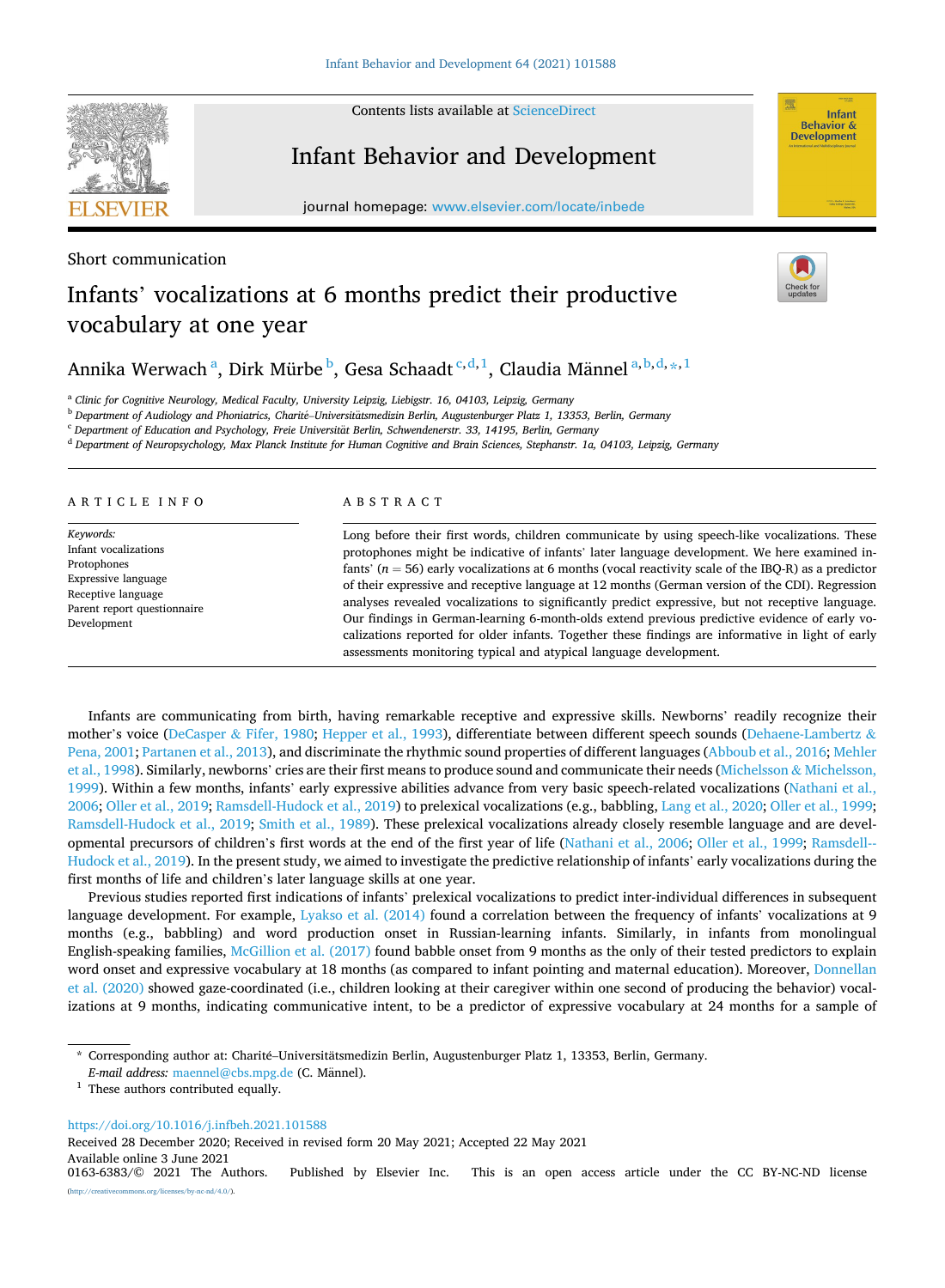Short communication

# Infants' vocalizations at 6 months predict their productive vocabulary at one year

Annika Werwach [a], Dirk Mürbe [b], Gesa Schaadt [c,d,1], Claudia Männel [a,b,d,*,1]

[a] Clinic for Cognitive Neurology, Medical Faculty, University Leipzig, Liebigstr. 16, 04103, Leipzig, Germany

[b] Department of Audiology and Phoniatrics, Charité–Universitätsmedizin Berlin, Augustenburger Platz 1, 13353, Berlin, Germany

[c] Department of Education and Psychology, Freie Universität Berlin, Schwendenerstr. 33, 14195, Berlin, Germany

[d] Department of Neuropsychology, Max Planck Institute for Human Cognitive and Brain Sciences, Stephanstr. 1a, 04103, Leipzig, Germany

## ARTICLE INFO

*Keywords:*
Infant vocalizations
Protophones
Expressive language
Receptive language
Parent report questionnaire
Development

## ABSTRACT

Long before their first words, children communicate by using speech-like vocalizations. These protophones might be indicative of infants' later language development. We here examined infants' ($n$ = 56) early vocalizations at 6 months (vocal reactivity scale of the IBQ-R) as a predictor of their expressive and receptive language at 12 months (German version of the CDI). Regression analyses revealed vocalizations to significantly predict expressive, but not receptive language. Our findings in German-learning 6-month-olds extend previous predictive evidence of early vocalizations reported for older infants. Together these findings are informative in light of early assessments monitoring typical and atypical language development.

Infants are communicating from birth, having remarkable receptive and expressive skills. Newborns' readily recognize their mother's voice (DeCasper & Fifer, 1980; Hepper et al., 1993), differentiate between different speech sounds (Dehaene-Lambertz & Pena, 2001; Partanen et al., 2013), and discriminate the rhythmic sound properties of different languages (Abboub et al., 2016; Mehler et al., 1998). Similarly, newborns' cries are their first means to produce sound and communicate their needs (Michelsson & Michelsson, 1999). Within a few months, infants' early expressive abilities advance from very basic speech-related vocalizations (Nathani et al., 2006; Oller et al., 2019; Ramsdell-Hudock et al., 2019) to prelexical vocalizations (e.g., babbling, Lang et al., 2020; Oller et al., 1999; Ramsdell-Hudock et al., 2019; Smith et al., 1989). These prelexical vocalizations already closely resemble language and are developmental precursors of children's first words at the end of the first year of life (Nathani et al., 2006; Oller et al., 1999; Ramsdell-Hudock et al., 2019). In the present study, we aimed to investigate the predictive relationship of infants' early vocalizations during the first months of life and children's later language skills at one year.

Previous studies reported first indications of infants' prelexical vocalizations to predict inter-individual differences in subsequent language development. For example, Lyakso et al. (2014) found a correlation between the frequency of infants' vocalizations at 9 months (e.g., babbling) and word production onset in Russian-learning infants. Similarly, in infants from monolingual English-speaking families, McGillion et al. (2017) found babble onset from 9 months as the only of their tested predictors to explain word onset and expressive vocabulary at 18 months (as compared to infant pointing and maternal education). Moreover, Donnellan et al. (2020) showed gaze-coordinated (i.e., children looking at their caregiver within one second of producing the behavior) vocalizations at 9 months, indicating communicative intent, to be a predictor of expressive vocabulary at 24 months for a sample of

\* Corresponding author at: Charité–Universitätsmedizin Berlin, Augustenburger Platz 1, 13353, Berlin, Germany.
*E-mail address:* maennel@cbs.mpg.de (C. Männel).

[1] These authors contributed equally.

https://doi.org/10.1016/j.infbeh.2021.101588
Received 28 December 2020; Received in revised form 20 May 2021; Accepted 22 May 2021
Available online 3 June 2021
0163-6383/© 2021 The Authors. Published by Elsevier Inc. This is an open access article under the CC BY-NC-ND license (http://creativecommons.org/licenses/by-nc-nd/4.0/).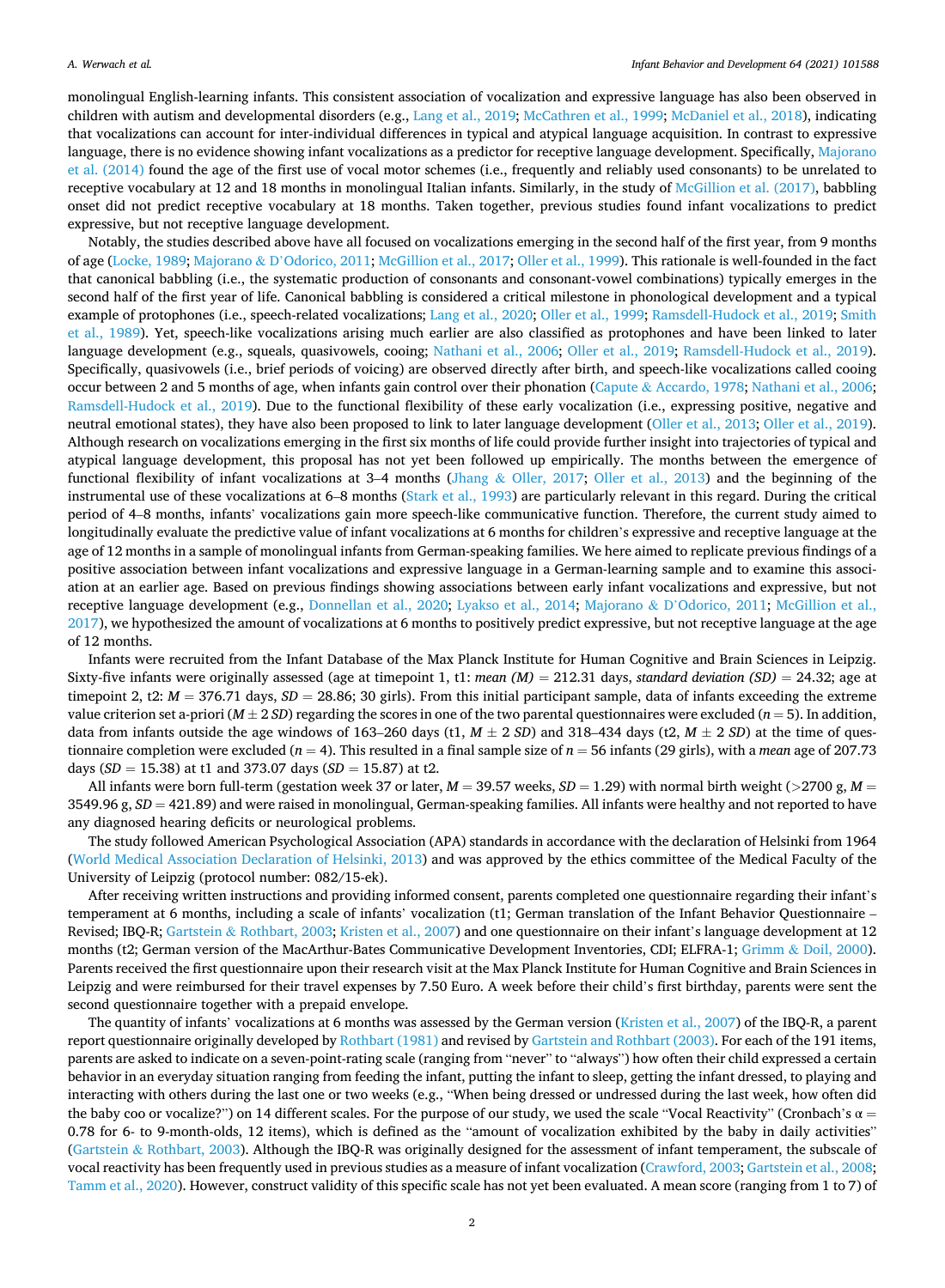monolingual English-learning infants. This consistent association of vocalization and expressive language has also been observed in children with autism and developmental disorders (e.g., Lang et al., 2019; McCathren et al., 1999; McDaniel et al., 2018), indicating that vocalizations can account for inter-individual differences in typical and atypical language acquisition. In contrast to expressive language, there is no evidence showing infant vocalizations as a predictor for receptive language development. Specifically, Majorano et al. (2014) found the age of the first use of vocal motor schemes (i.e., frequently and reliably used consonants) to be unrelated to receptive vocabulary at 12 and 18 months in monolingual Italian infants. Similarly, in the study of McGillion et al. (2017), babbling onset did not predict receptive vocabulary at 18 months. Taken together, previous studies found infant vocalizations to predict expressive, but not receptive language development.

Notably, the studies described above have all focused on vocalizations emerging in the second half of the first year, from 9 months of age (Locke, 1989; Majorano & D'Odorico, 2011; McGillion et al., 2017; Oller et al., 1999). This rationale is well-founded in the fact that canonical babbling (i.e., the systematic production of consonants and consonant-vowel combinations) typically emerges in the second half of the first year of life. Canonical babbling is considered a critical milestone in phonological development and a typical example of protophones (i.e., speech-related vocalizations; Lang et al., 2020; Oller et al., 1999; Ramsdell-Hudock et al., 2019; Smith et al., 1989). Yet, speech-like vocalizations arising much earlier are also classified as protophones and have been linked to later language development (e.g., squeals, quasivowels, cooing; Nathani et al., 2006; Oller et al., 2019; Ramsdell-Hudock et al., 2019). Specifically, quasivowels (i.e., brief periods of voicing) are observed directly after birth, and speech-like vocalizations called cooing occur between 2 and 5 months of age, when infants gain control over their phonation (Capute & Accardo, 1978; Nathani et al., 2006; Ramsdell-Hudock et al., 2019). Due to the functional flexibility of these early vocalization (i.e., expressing positive, negative and neutral emotional states), they have also been proposed to link to later language development (Oller et al., 2013; Oller et al., 2019). Although research on vocalizations emerging in the first six months of life could provide further insight into trajectories of typical and atypical language development, this proposal has not yet been followed up empirically. The months between the emergence of functional flexibility of infant vocalizations at 3–4 months (Jhang & Oller, 2017; Oller et al., 2013) and the beginning of the instrumental use of these vocalizations at 6–8 months (Stark et al., 1993) are particularly relevant in this regard. During the critical period of 4–8 months, infants' vocalizations gain more speech-like communicative function. Therefore, the current study aimed to longitudinally evaluate the predictive value of infant vocalizations at 6 months for children's expressive and receptive language at the age of 12 months in a sample of monolingual infants from German-speaking families. We here aimed to replicate previous findings of a positive association between infant vocalizations and expressive language in a German-learning sample and to examine this association at an earlier age. Based on previous findings showing associations between early infant vocalizations and expressive, but not receptive language development (e.g., Donnellan et al., 2020; Lyakso et al., 2014; Majorano & D'Odorico, 2011; McGillion et al., 2017), we hypothesized the amount of vocalizations at 6 months to positively predict expressive, but not receptive language at the age of 12 months.

Infants were recruited from the Infant Database of the Max Planck Institute for Human Cognitive and Brain Sciences in Leipzig. Sixty-five infants were originally assessed (age at timepoint 1, t1: *mean (M)* = 212.31 days, *standard deviation (SD)* = 24.32; age at timepoint 2, t2: $M$ = 376.71 days, $SD$ = 28.86; 30 girls). From this initial participant sample, data of infants exceeding the extreme value criterion set a-priori ($M \pm 2\ SD$) regarding the scores in one of the two parental questionnaires were excluded ($n = 5$). In addition, data from infants outside the age windows of 163–260 days (t1, $M \pm 2\ SD$) and 318–434 days (t2, $M \pm 2\ SD$) at the time of questionnaire completion were excluded ($n = 4$). This resulted in a final sample size of $n = 56$ infants (29 girls), with a *mean* age of 207.73 days ($SD = 15.38$) at t1 and 373.07 days ($SD = 15.87$) at t2.

All infants were born full-term (gestation week 37 or later, $M = 39.57$ weeks, $SD = 1.29$) with normal birth weight (>2700 g, $M =$ 3549.96 g, $SD = 421.89$) and were raised in monolingual, German-speaking families. All infants were healthy and not reported to have any diagnosed hearing deficits or neurological problems.

The study followed American Psychological Association (APA) standards in accordance with the declaration of Helsinki from 1964 (World Medical Association Declaration of Helsinki, 2013) and was approved by the ethics committee of the Medical Faculty of the University of Leipzig (protocol number: 082/15-ek).

After receiving written instructions and providing informed consent, parents completed one questionnaire regarding their infant's temperament at 6 months, including a scale of infants' vocalization (t1; German translation of the Infant Behavior Questionnaire – Revised; IBQ-R; Gartstein & Rothbart, 2003; Kristen et al., 2007) and one questionnaire on their infant's language development at 12 months (t2; German version of the MacArthur-Bates Communicative Development Inventories, CDI; ELFRA-1; Grimm & Doil, 2000). Parents received the first questionnaire upon their research visit at the Max Planck Institute for Human Cognitive and Brain Sciences in Leipzig and were reimbursed for their travel expenses by 7.50 Euro. A week before their child's first birthday, parents were sent the second questionnaire together with a prepaid envelope.

The quantity of infants' vocalizations at 6 months was assessed by the German version (Kristen et al., 2007) of the IBQ-R, a parent report questionnaire originally developed by Rothbart (1981) and revised by Gartstein and Rothbart (2003). For each of the 191 items, parents are asked to indicate on a seven-point-rating scale (ranging from "never" to "always") how often their child expressed a certain behavior in an everyday situation ranging from feeding the infant, putting the infant to sleep, getting the infant dressed, to playing and interacting with others during the last one or two weeks (e.g., "When being dressed or undressed during the last week, how often did the baby coo or vocalize?") on 14 different scales. For the purpose of our study, we used the scale "Vocal Reactivity" (Cronbach's $\alpha$ = 0.78 for 6- to 9-month-olds, 12 items), which is defined as the "amount of vocalization exhibited by the baby in daily activities" (Gartstein & Rothbart, 2003). Although the IBQ-R was originally designed for the assessment of infant temperament, the subscale of vocal reactivity has been frequently used in previous studies as a measure of infant vocalization (Crawford, 2003; Gartstein et al., 2008; Tamm et al., 2020). However, construct validity of this specific scale has not yet been evaluated. A mean score (ranging from 1 to 7) of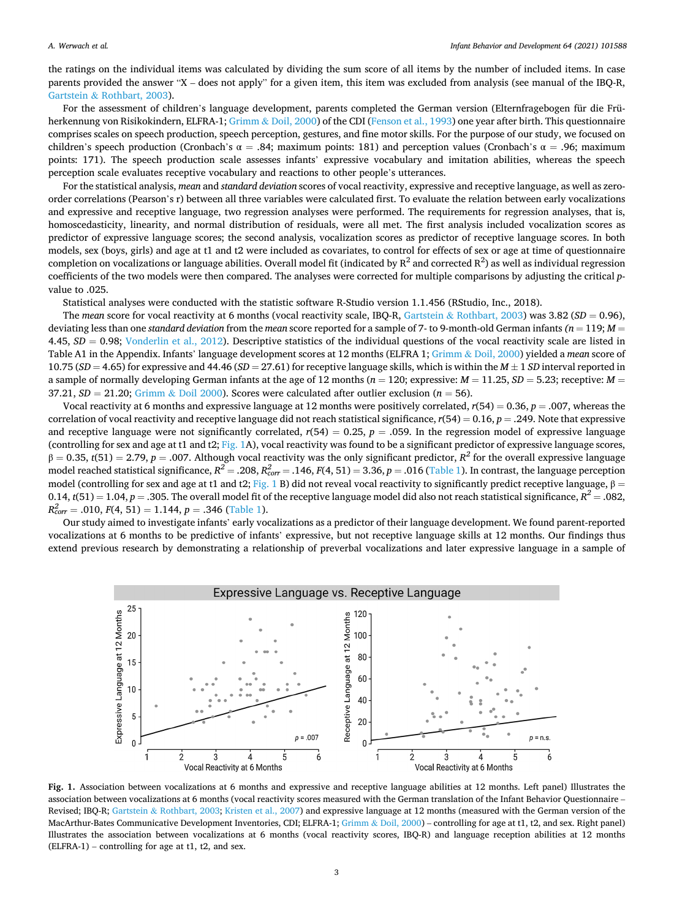the ratings on the individual items was calculated by dividing the sum score of all items by the number of included items. In case parents provided the answer "X – does not apply" for a given item, this item was excluded from analysis (see manual of the IBQ-R, Gartstein & Rothbart, 2003).

For the assessment of children's language development, parents completed the German version (Elternfragebogen für die Früherkennung von Risikokindern, ELFRA-1; Grimm & Doil, 2000) of the CDI (Fenson et al., 1993) one year after birth. This questionnaire comprises scales on speech production, speech perception, gestures, and fine motor skills. For the purpose of our study, we focused on children's speech production (Cronbach's α = .84; maximum points: 181) and perception values (Cronbach's α = .96; maximum points: 171). The speech production scale assesses infants' expressive vocabulary and imitation abilities, whereas the speech perception scale evaluates receptive vocabulary and reactions to other people's utterances.

For the statistical analysis, *mean* and *standard deviation* scores of vocal reactivity, expressive and receptive language, as well as zero-order correlations (Pearson's r) between all three variables were calculated first. To evaluate the relation between early vocalizations and expressive and receptive language, two regression analyses were performed. The requirements for regression analyses, that is, homoscedasticity, linearity, and normal distribution of residuals, were all met. The first analysis included vocalization scores as predictor of expressive language scores; the second analysis, vocalization scores as predictor of receptive language scores. In both models, sex (boys, girls) and age at t1 and t2 were included as covariates, to control for effects of sex or age at time of questionnaire completion on vocalizations or language abilities. Overall model fit (indicated by $R^2$ and corrected $R^2$) as well as individual regression coefficients of the two models were then compared. The analyses were corrected for multiple comparisons by adjusting the critical *p*-value to .025.

Statistical analyses were conducted with the statistic software R-Studio version 1.1.456 (RStudio, Inc., 2018).

The *mean* score for vocal reactivity at 6 months (vocal reactivity scale, IBQ-R, Gartstein & Rothbart, 2003) was 3.82 ($SD$ = 0.96), deviating less than one *standard deviation* from the *mean* score reported for a sample of 7- to 9-month-old German infants ($n$ = 119; $M$ = 4.45, $SD$ = 0.98; Vonderlin et al., 2012). Descriptive statistics of the individual questions of the vocal reactivity scale are listed in Table A1 in the Appendix. Infants' language development scores at 12 months (ELFA 1; Grimm & Doil, 2000) yielded a *mean* score of 10.75 ($SD$ = 4.65) for expressive and 44.46 ($SD$ = 27.61) for receptive language skills, which is within the $M \pm 1$ $SD$ interval reported in a sample of normally developing German infants at the age of 12 months ($n$ = 120; expressive: $M$ = 11.25, $SD$ = 5.23; receptive: $M$ = 37.21, $SD$ = 21.20; Grimm & Doil 2000). Scores were calculated after outlier exclusion ($n$ = 56).

Vocal reactivity at 6 months and expressive language at 12 months were positively correlated, $r(54) = 0.36$, $p = .007$, whereas the correlation of vocal reactivity and receptive language did not reach statistical significance, $r(54) = 0.16$, $p = .249$. Note that expressive and receptive language were not significantly correlated, $r(54) = 0.25$, $p = .059$. In the regression model of expressive language (controlling for sex and age at t1 and t2; Fig. 1A), vocal reactivity was found to be a significant predictor of expressive language scores, $\beta = 0.35$, $t(51) = 2.79$, $p = .007$. Although vocal reactivity was the only significant predictor, $R^2$ for the overall expressive language model reached statistical significance, $R^2 = .208$, $R^2_{corr} = .146$, $F(4, 51) = 3.36$, $p = .016$ (Table 1). In contrast, the language perception model (controlling for sex and age at t1 and t2; Fig. 1 B) did not reveal vocal reactivity to significantly predict receptive language, $\beta = 0.14$, $t(51) = 1.04$, $p = .305$. The overall model fit of the receptive language model did also not reach statistical significance, $R^2 = .082$, $R^2_{corr} = .010$, $F(4, 51) = 1.144$, $p = .346$ (Table 1).

Our study aimed to investigate infants' early vocalizations as a predictor of their language development. We found parent-reported vocalizations at 6 months to be predictive of infants' expressive, but not receptive language skills at 12 months. Our findings thus extend previous research by demonstrating a relationship of preverbal vocalizations and later expressive language in a sample of

**Fig. 1.** Association between vocalizations at 6 months and expressive and receptive language abilities at 12 months. Left panel) Illustrates the association between vocalizations at 6 months (vocal reactivity scores measured with the German translation of the Infant Behavior Questionnaire – Revised; IBQ-R; Gartstein & Rothbart, 2003; Kristen et al., 2007) and expressive language at 12 months (measured with the German version of the MacArthur-Bates Communicative Development Inventories, CDI; ELFRA-1; Grimm & Doil, 2000) – controlling for age at t1, t2, and sex. Right panel) Illustrates the association between vocalizations at 6 months (vocal reactivity scores, IBQ-R) and language reception abilities at 12 months (ELFRA-1) – controlling for age at t1, t2, and sex.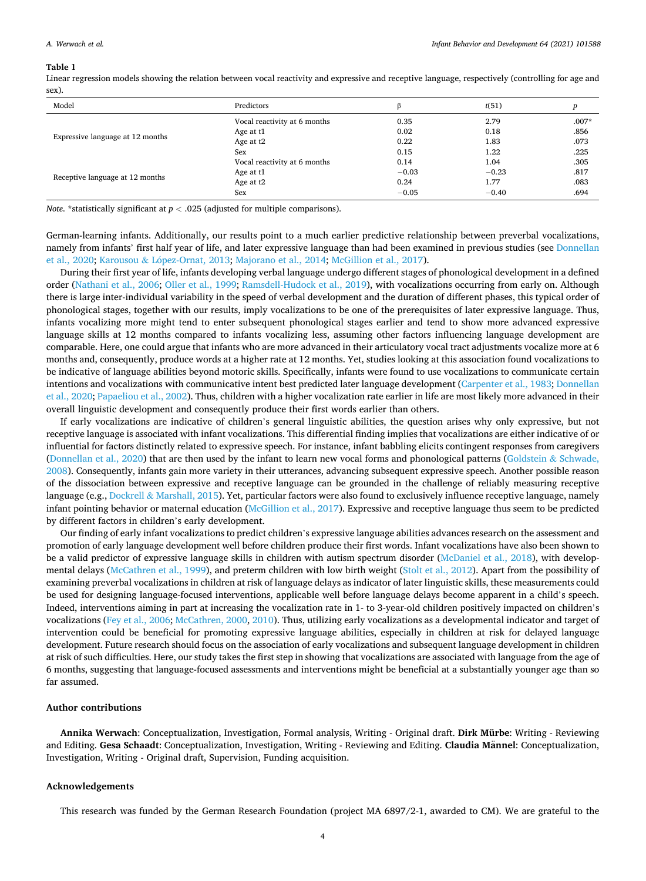**Table 1**

Linear regression models showing the relation between vocal reactivity and expressive and receptive language, respectively (controlling for age and sex).

| Model | Predictors | β | $t(51)$ | $p$ |
|---|---|---|---|---|
| Expressive language at 12 months | Vocal reactivity at 6 months | 0.35 | 2.79 | .007* |
| | Age at t1 | 0.02 | 0.18 | .856 |
| | Age at t2 | 0.22 | 1.83 | .073 |
| | Sex | 0.15 | 1.22 | .225 |
| Receptive language at 12 months | Vocal reactivity at 6 months | 0.14 | 1.04 | .305 |
| | Age at t1 | −0.03 | −0.23 | .817 |
| | Age at t2 | 0.24 | 1.77 | .083 |
| | Sex | −0.05 | −0.40 | .694 |

*Note*. *statistically significant at $p < .025$ (adjusted for multiple comparisons).

German-learning infants. Additionally, our results point to a much earlier predictive relationship between preverbal vocalizations, namely from infants' first half year of life, and later expressive language than had been examined in previous studies (see Donnellan et al., 2020; Karousou & López-Ornat, 2013; Majorano et al., 2014; McGillion et al., 2017).

During their first year of life, infants developing verbal language undergo different stages of phonological development in a defined order (Nathani et al., 2006; Oller et al., 1999; Ramsdell-Hudock et al., 2019), with vocalizations occurring from early on. Although there is large inter-individual variability in the speed of verbal development and the duration of different phases, this typical order of phonological stages, together with our results, imply vocalizations to be one of the prerequisites of later expressive language. Thus, infants vocalizing more might tend to enter subsequent phonological stages earlier and tend to show more advanced expressive language skills at 12 months compared to infants vocalizing less, assuming other factors influencing language development are comparable. Here, one could argue that infants who are more advanced in their articulatory vocal tract adjustments vocalize more at 6 months and, consequently, produce words at a higher rate at 12 months. Yet, studies looking at this association found vocalizations to be indicative of language abilities beyond motoric skills. Specifically, infants were found to use vocalizations to communicate certain intentions and vocalizations with communicative intent best predicted later language development (Carpenter et al., 1983; Donnellan et al., 2020; Papaeliou et al., 2002). Thus, children with a higher vocalization rate earlier in life are most likely more advanced in their overall linguistic development and consequently produce their first words earlier than others.

If early vocalizations are indicative of children's general linguistic abilities, the question arises why only expressive, but not receptive language is associated with infant vocalizations. This differential finding implies that vocalizations are either indicative of or influential for factors distinctly related to expressive speech. For instance, infant babbling elicits contingent responses from caregivers (Donnellan et al., 2020) that are then used by the infant to learn new vocal forms and phonological patterns (Goldstein & Schwade, 2008). Consequently, infants gain more variety in their utterances, advancing subsequent expressive speech. Another possible reason of the dissociation between expressive and receptive language can be grounded in the challenge of reliably measuring receptive language (e.g., Dockrell & Marshall, 2015). Yet, particular factors were also found to exclusively influence receptive language, namely infant pointing behavior or maternal education (McGillion et al., 2017). Expressive and receptive language thus seem to be predicted by different factors in children's early development.

Our finding of early infant vocalizations to predict children's expressive language abilities advances research on the assessment and promotion of early language development well before children produce their first words. Infant vocalizations have also been shown to be a valid predictor of expressive language skills in children with autism spectrum disorder (McDaniel et al., 2018), with developmental delays (McCathren et al., 1999), and preterm children with low birth weight (Stolt et al., 2012). Apart from the possibility of examining preverbal vocalizations in children at risk of language delays as indicator of later linguistic skills, these measurements could be used for designing language-focused interventions, applicable well before language delays become apparent in a child's speech. Indeed, interventions aiming in part at increasing the vocalization rate in 1- to 3-year-old children positively impacted on children's vocalizations (Fey et al., 2006; McCathren, 2000, 2010). Thus, utilizing early vocalizations as a developmental indicator and target of intervention could be beneficial for promoting expressive language abilities, especially in children at risk for delayed language development. Future research should focus on the association of early vocalizations and subsequent language development in children at risk of such difficulties. Here, our study takes the first step in showing that vocalizations are associated with language from the age of 6 months, suggesting that language-focused assessments and interventions might be beneficial at a substantially younger age than so far assumed.

## Author contributions

**Annika Werwach**: Conceptualization, Investigation, Formal analysis, Writing - Original draft. **Dirk Mürbe**: Writing - Reviewing and Editing. **Gesa Schaadt**: Conceptualization, Investigation, Writing - Reviewing and Editing. **Claudia Männel**: Conceptualization, Investigation, Writing - Original draft, Supervision, Funding acquisition.

## Acknowledgements

This research was funded by the German Research Foundation (project MA 6897/2-1, awarded to CM). We are grateful to the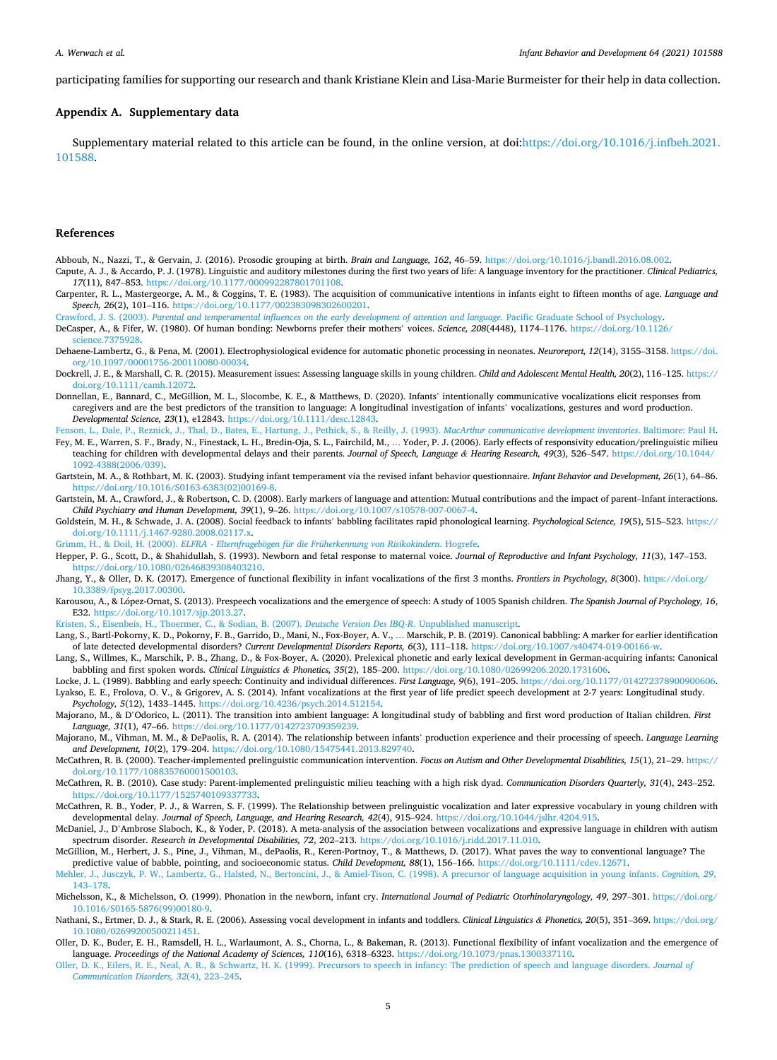participating families for supporting our research and thank Kristiane Klein and Lisa-Marie Burmeister for their help in data collection.

## Appendix A. Supplementary data

Supplementary material related to this article can be found, in the online version, at doi:https://doi.org/10.1016/j.infbeh.2021.101588.

## References

Abboub, N., Nazzi, T., & Gervain, J. (2016). Prosodic grouping at birth. *Brain and Language, 162*, 46–59. https://doi.org/10.1016/j.bandl.2016.08.002.

Capute, A. J., & Accardo, P. J. (1978). Linguistic and auditory milestones during the first two years of life: A language inventory for the practitioner. *Clinical Pediatrics, 17*(11), 847–853. https://doi.org/10.1177/000992287801701108.

Carpenter, R. L., Mastergeorge, A. M., & Coggins, T. E. (1983). The acquisition of communicative intentions in infants eight to fifteen months of age. *Language and Speech, 26*(2), 101–116. https://doi.org/10.1177/002383098302600201.

Crawford, J. S. (2003). *Parental and temperamental influences on the early development of attention and language*. Pacific Graduate School of Psychology.

DeCasper, A., & Fifer, W. (1980). Of human bonding: Newborns prefer their mothers' voices. *Science, 208*(4448), 1174–1176. https://doi.org/10.1126/science.7375928.

Dehaene-Lambertz, G., & Pena, M. (2001). Electrophysiological evidence for automatic phonetic processing in neonates. *Neuroreport, 12*(14), 3155–3158. https://doi.org/10.1097/00001756-200110080-00034.

Dockrell, J. E., & Marshall, C. R. (2015). Measurement issues: Assessing language skills in young children. *Child and Adolescent Mental Health, 20*(2), 116–125. https://doi.org/10.1111/camh.12072.

Donnellan, E., Bannard, C., McGillion, M. L., Slocombe, K. E., & Matthews, D. (2020). Infants' intentionally communicative vocalizations elicit responses from caregivers and are the best predictors of the transition to language: A longitudinal investigation of infants' vocalizations, gestures and word production. *Developmental Science, 23*(1), e12843. https://doi.org/10.1111/desc.12843.

Fenson, L., Dale, P., Reznick, J., Thal, D., Bates, E., Hartung, J., Pethick, S., & Reilly, J. (1993). *MacArthur communicative development inventories*. Baltimore: Paul H.

Fey, M. E., Warren, S. F., Brady, N., Finestack, L. H., Bredin-Oja, S. L., Fairchild, M., … Yoder, P. J. (2006). Early effects of responsivity education/prelinguistic milieu teaching for children with developmental delays and their parents. *Journal of Speech, Language & Hearing Research, 49*(3), 526–547. https://doi.org/10.1044/1092-4388(2006/039).

Gartstein, M. A., & Rothbart, M. K. (2003). Studying infant temperament via the revised infant behavior questionnaire. *Infant Behavior and Development, 26*(1), 64–86. https://doi.org/10.1016/S0163-6383(02)00169-8.

Gartstein, M. A., Crawford, J., & Robertson, C. D. (2008). Early markers of language and attention: Mutual contributions and the impact of parent–Infant interactions. *Child Psychiatry and Human Development, 39*(1), 9–26. https://doi.org/10.1007/s10578-007-0067-4.

Goldstein, M. H., & Schwade, J. A. (2008). Social feedback to infants' babbling facilitates rapid phonological learning. *Psychological Science, 19*(5), 515–523. https://doi.org/10.1111/j.1467-9280.2008.02117.x.

Grimm, H., & Doil, H. (2000). *ELFRA - Elternfragebögen für die Früherkennung von Risikokindern*. Hogrefe.

Hepper, P. G., Scott, D., & Shahidullah, S. (1993). Newborn and fetal response to maternal voice. *Journal of Reproductive and Infant Psychology, 11*(3), 147–153. https://doi.org/10.1080/02646839308403210.

Jhang, Y., & Oller, D. K. (2017). Emergence of functional flexibility in infant vocalizations of the first 3 months. *Frontiers in Psychology, 8*(300). https://doi.org/10.3389/fpsyg.2017.00300.

Karousou, A., & López-Ornat, S. (2013). Prespeech vocalizations and the emergence of speech: A study of 1005 Spanish children. *The Spanish Journal of Psychology, 16*, E32. https://doi.org/10.1017/sjp.2013.27.

Kristen, S., Eisenbeis, H., Thoermer, C., & Sodian, B. (2007). *Deutsche Version Des IBQ-R*. Unpublished manuscript.

Lang, S., Bartl-Pokorny, K. D., Pokorny, F. B., Garrido, D., Mani, N., Fox-Boyer, A. V., … Marschik, P. B. (2019). Canonical babbling: A marker for earlier identification of late detected developmental disorders? *Current Developmental Disorders Reports, 6*(3), 111–118. https://doi.org/10.1007/s40474-019-00166-w.

Lang, S., Willmes, K., Marschik, P. B., Zhang, D., & Fox-Boyer, A. (2020). Prelexical phonetic and early lexical development in German-acquiring infants: Canonical babbling and first spoken words. *Clinical Linguistics & Phonetics, 35*(2), 185–200. https://doi.org/10.1080/02699206.2020.1731606.

Locke, J. L. (1989). Babbling and early speech: Continuity and individual differences. *First Language, 9*(6), 191–205. https://doi.org/10.1177/014272378900900606.

Lyakso, E. E., Frolova, O. V., & Grigorev, A. S. (2014). Infant vocalizations at the first year of life predict speech development at 2-7 years: Longitudinal study. *Psychology, 5*(12), 1433–1445. https://doi.org/10.4236/psych.2014.512154.

Majorano, M., & D'Odorico, L. (2011). The transition into ambient language: A longitudinal study of babbling and first word production of Italian children. *First Language, 31*(1), 47–66. https://doi.org/10.1177/0142723709359239.

Majorano, M., Vihman, M. M., & DePaolis, R. A. (2014). The relationship between infants' production experience and their processing of speech. *Language Learning and Development, 10*(2), 179–204. https://doi.org/10.1080/15475441.2013.829740.

McCathren, R. B. (2000). Teacher-implemented prelinguistic communication intervention. *Focus on Autism and Other Developmental Disabilities, 15*(1), 21–29. https://doi.org/10.1177/108835760001500103.

McCathren, R. B. (2010). Case study: Parent-implemented prelinguistic milieu teaching with a high risk dyad. *Communication Disorders Quarterly, 31*(4), 243–252. https://doi.org/10.1177/1525740109337733.

McCathren, R. B., Yoder, P. J., & Warren, S. F. (1999). The Relationship between prelinguistic vocalization and later expressive vocabulary in young children with developmental delay. *Journal of Speech, Language, and Hearing Research, 42*(4), 915–924. https://doi.org/10.1044/jslhr.4204.915.

McDaniel, J., D'Ambrose Slaboch, K., & Yoder, P. (2018). A meta-analysis of the association between vocalizations and expressive language in children with autism spectrum disorder. *Research in Developmental Disabilities, 72*, 202–213. https://doi.org/10.1016/j.ridd.2017.11.010.

McGillion, M., Herbert, J. S., Pine, J., Vihman, M., dePaolis, R., Keren-Portnoy, T., & Matthews, D. (2017). What paves the way to conventional language? The predictive value of babble, pointing, and socioeconomic status. *Child Development, 88*(1), 156–166. https://doi.org/10.1111/cdev.12671.

Mehler, J., Jusczyk, P. W., Lambertz, G., Halsted, N., Bertoncini, J., & Amiel-Tison, C. (1998). A precursor of language acquisition in young infants. *Cognition, 29*, 143–178.

Michelsson, K., & Michelsson, O. (1999). Phonation in the newborn, infant cry. *International Journal of Pediatric Otorhinolaryngology, 49*, 297–301. https://doi.org/10.1016/S0165-5876(99)00180-9.

Nathani, S., Ertmer, D. J., & Stark, R. E. (2006). Assessing vocal development in infants and toddlers. *Clinical Linguistics & Phonetics, 20*(5), 351–369. https://doi.org/10.1080/02699200500211451.

Oller, D. K., Buder, E. H., Ramsdell, H. L., Warlaumont, A. S., Chorna, L., & Bakeman, R. (2013). Functional flexibility of infant vocalization and the emergence of language. *Proceedings of the National Academy of Sciences, 110*(16), 6318–6323. https://doi.org/10.1073/pnas.1300337110.

Oller, D. K., Eilers, R. E., Neal, A. R., & Schwartz, H. K. (1999). Precursors to speech in infancy: The prediction of speech and language disorders. *Journal of Communication Disorders, 32*(4), 223–245.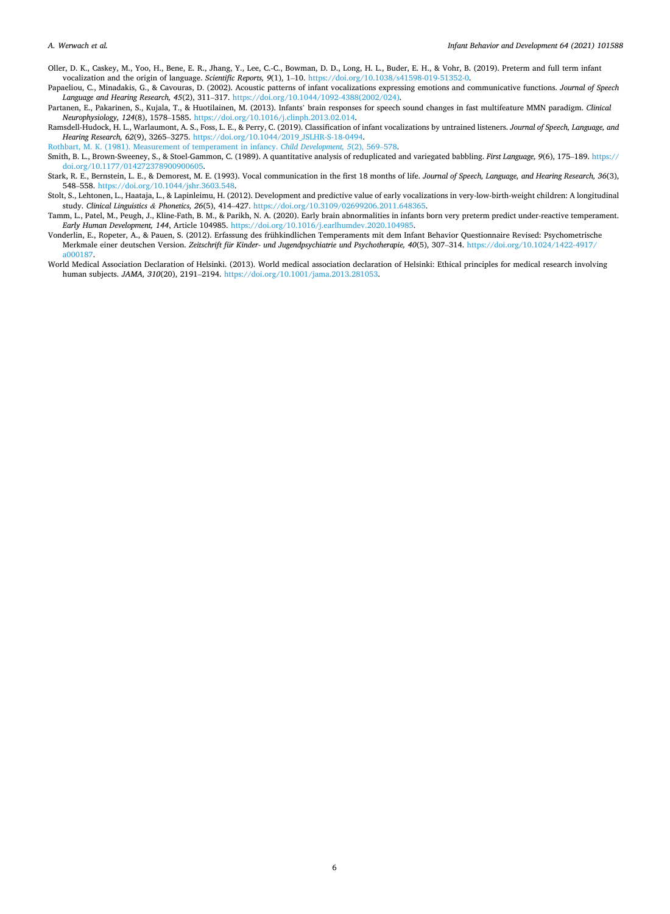Oller, D. K., Caskey, M., Yoo, H., Bene, E. R., Jhang, Y., Lee, C.-C., Bowman, D. D., Long, H. L., Buder, E. H., & Vohr, B. (2019). Preterm and full term infant vocalization and the origin of language. *Scientific Reports, 9*(1), 1–10. https://doi.org/10.1038/s41598-019-51352-0.

Papaeliou, C., Minadakis, G., & Cavouras, D. (2002). Acoustic patterns of infant vocalizations expressing emotions and communicative functions. *Journal of Speech Language and Hearing Research, 45*(2), 311–317. https://doi.org/10.1044/1092-4388(2002/024).

Partanen, E., Pakarinen, S., Kujala, T., & Huotilainen, M. (2013). Infants' brain responses for speech sound changes in fast multifeature MMN paradigm. *Clinical Neurophysiology, 124*(8), 1578–1585. https://doi.org/10.1016/j.clinph.2013.02.014.

Ramsdell-Hudock, H. L., Warlaumont, A. S., Foss, L. E., & Perry, C. (2019). Classification of infant vocalizations by untrained listeners. *Journal of Speech, Language, and Hearing Research, 62*(9), 3265–3275. https://doi.org/10.1044/2019_JSLHR-S-18-0494.

Rothbart, M. K. (1981). Measurement of temperament in infancy. *Child Development, 5*(2), 569–578.

Smith, B. L., Brown-Sweeney, S., & Stoel-Gammon, C. (1989). A quantitative analysis of reduplicated and variegated babbling. *First Language, 9*(6), 175–189. https://doi.org/10.1177/014272378900900605.

Stark, R. E., Bernstein, L. E., & Demorest, M. E. (1993). Vocal communication in the first 18 months of life. *Journal of Speech, Language, and Hearing Research, 36*(3), 548–558. https://doi.org/10.1044/jshr.3603.548.

Stolt, S., Lehtonen, L., Haataja, L., & Lapinleimu, H. (2012). Development and predictive value of early vocalizations in very-low-birth-weight children: A longitudinal study. *Clinical Linguistics & Phonetics, 26*(5), 414–427. https://doi.org/10.3109/02699206.2011.648365.

Tamm, L., Patel, M., Peugh, J., Kline-Fath, B. M., & Parikh, N. A. (2020). Early brain abnormalities in infants born very preterm predict under-reactive temperament. *Early Human Development, 144*, Article 104985. https://doi.org/10.1016/j.earlhumdev.2020.104985.

Vonderlin, E., Ropeter, A., & Pauen, S. (2012). Erfassung des frühkindlichen Temperaments mit dem Infant Behavior Questionnaire Revised: Psychometrische Merkmale einer deutschen Version. *Zeitschrift für Kinder- und Jugendpsychiatrie und Psychotherapie, 40*(5), 307–314. https://doi.org/10.1024/1422-4917/a000187.

World Medical Association Declaration of Helsinki. (2013). World medical association declaration of Helsinki: Ethical principles for medical research involving human subjects. *JAMA, 310*(20), 2191–2194. https://doi.org/10.1001/jama.2013.281053.